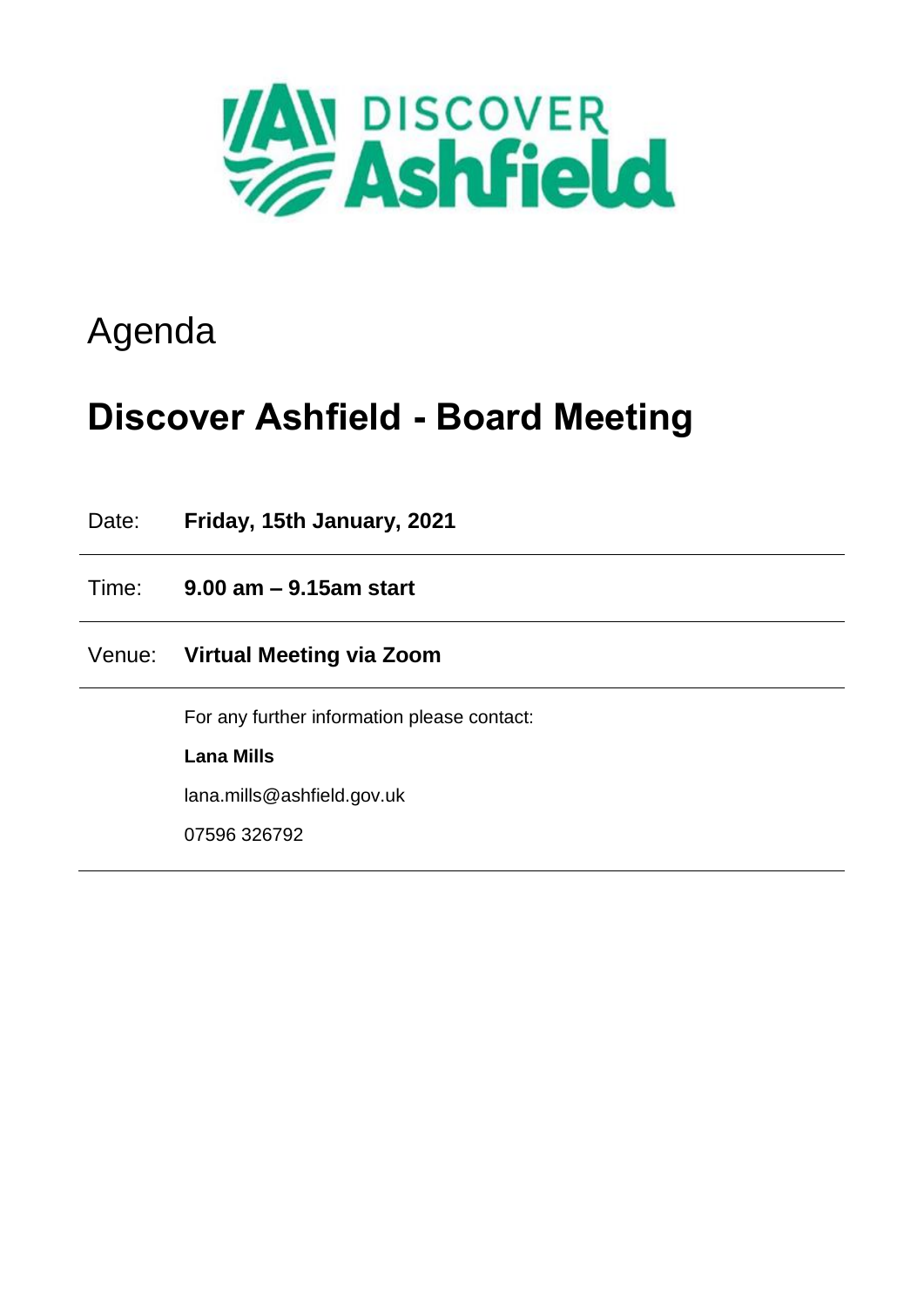DISCOVER Ashfield

# Agenda

# Discover Ashfield - Board Meeting

Date: **Friday, 15th January, 2021**

Time: **9.00 am – 9.15am start**

Venue: **Virtual Meeting via Zoom**

For any further information please contact:

**Lana Mills**

lana.mills@ashfield.gov.uk

07596 326792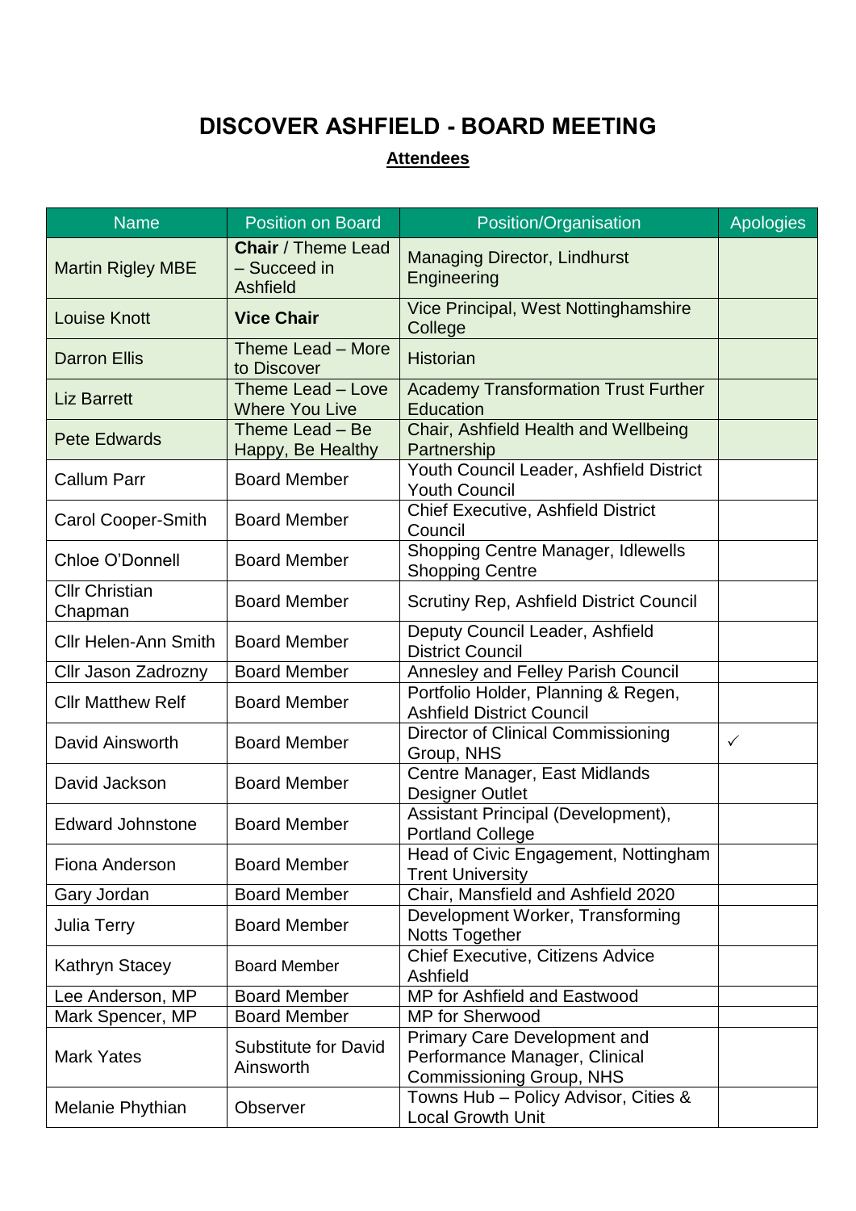# DISCOVER ASHFIELD - BOARD MEETING

**Attendees**

| Name | Position on Board | Position/Organisation | Apologies |
|---|---|---|---|
| Martin Rigley MBE | **Chair** / Theme Lead – Succeed in Ashfield | Managing Director, Lindhurst Engineering | |
| Louise Knott | **Vice Chair** | Vice Principal, West Nottinghamshire College | |
| Darron Ellis | Theme Lead – More to Discover | Historian | |
| Liz Barrett | Theme Lead – Love Where You Live | Academy Transformation Trust Further Education | |
| Pete Edwards | Theme Lead – Be Happy, Be Healthy | Chair, Ashfield Health and Wellbeing Partnership | |
| Callum Parr | Board Member | Youth Council Leader, Ashfield District Youth Council | |
| Carol Cooper-Smith | Board Member | Chief Executive, Ashfield District Council | |
| Chloe O'Donnell | Board Member | Shopping Centre Manager, Idlewells Shopping Centre | |
| Cllr Christian Chapman | Board Member | Scrutiny Rep, Ashfield District Council | |
| Cllr Helen-Ann Smith | Board Member | Deputy Council Leader, Ashfield District Council | |
| Cllr Jason Zadrozny | Board Member | Annesley and Felley Parish Council | |
| Cllr Matthew Relf | Board Member | Portfolio Holder, Planning & Regen, Ashfield District Council | |
| David Ainsworth | Board Member | Director of Clinical Commissioning Group, NHS | ✓ |
| David Jackson | Board Member | Centre Manager, East Midlands Designer Outlet | |
| Edward Johnstone | Board Member | Assistant Principal (Development), Portland College | |
| Fiona Anderson | Board Member | Head of Civic Engagement, Nottingham Trent University | |
| Gary Jordan | Board Member | Chair, Mansfield and Ashfield 2020 | |
| Julia Terry | Board Member | Development Worker, Transforming Notts Together | |
| Kathryn Stacey | Board Member | Chief Executive, Citizens Advice Ashfield | |
| Lee Anderson, MP | Board Member | MP for Ashfield and Eastwood | |
| Mark Spencer, MP | Board Member | MP for Sherwood | |
| Mark Yates | Substitute for David Ainsworth | Primary Care Development and Performance Manager, Clinical Commissioning Group, NHS | |
| Melanie Phythian | Observer | Towns Hub – Policy Advisor, Cities & Local Growth Unit | |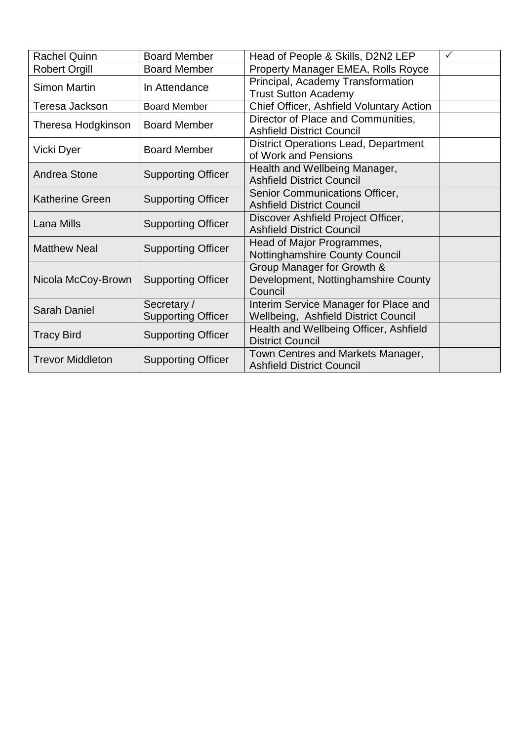| | | | |
|---|---|---|---|
| Rachel Quinn | Board Member | Head of People & Skills, D2N2 LEP | ✓ |
| Robert Orgill | Board Member | Property Manager EMEA, Rolls Royce | |
| Simon Martin | In Attendance | Principal, Academy Transformation Trust Sutton Academy | |
| Teresa Jackson | Board Member | Chief Officer, Ashfield Voluntary Action | |
| Theresa Hodgkinson | Board Member | Director of Place and Communities, Ashfield District Council | |
| Vicki Dyer | Board Member | District Operations Lead, Department of Work and Pensions | |
| Andrea Stone | Supporting Officer | Health and Wellbeing Manager, Ashfield District Council | |
| Katherine Green | Supporting Officer | Senior Communications Officer, Ashfield District Council | |
| Lana Mills | Supporting Officer | Discover Ashfield Project Officer, Ashfield District Council | |
| Matthew Neal | Supporting Officer | Head of Major Programmes, Nottinghamshire County Council | |
| Nicola McCoy-Brown | Supporting Officer | Group Manager for Growth & Development, Nottinghamshire County Council | |
| Sarah Daniel | Secretary / Supporting Officer | Interim Service Manager for Place and Wellbeing, Ashfield District Council | |
| Tracy Bird | Supporting Officer | Health and Wellbeing Officer, Ashfield District Council | |
| Trevor Middleton | Supporting Officer | Town Centres and Markets Manager, Ashfield District Council | |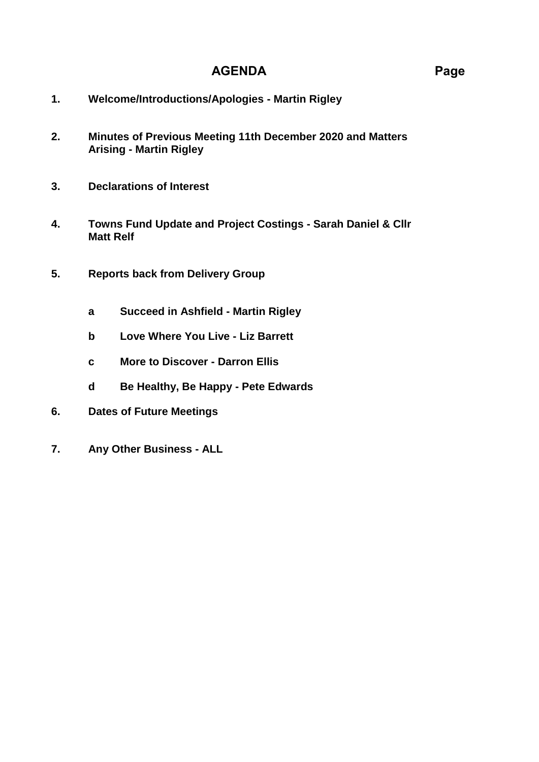# AGENDA

**Page**

1. **Welcome/Introductions/Apologies - Martin Rigley**

2. **Minutes of Previous Meeting 11th December 2020 and Matters Arising - Martin Rigley**

3. **Declarations of Interest**

4. **Towns Fund Update and Project Costings - Sarah Daniel & Cllr Matt Relf**

5. **Reports back from Delivery Group**

   a. **Succeed in Ashfield - Martin Rigley**

   b. **Love Where You Live - Liz Barrett**

   c. **More to Discover - Darron Ellis**

   d. **Be Healthy, Be Happy - Pete Edwards**

6. **Dates of Future Meetings**

7. **Any Other Business - ALL**